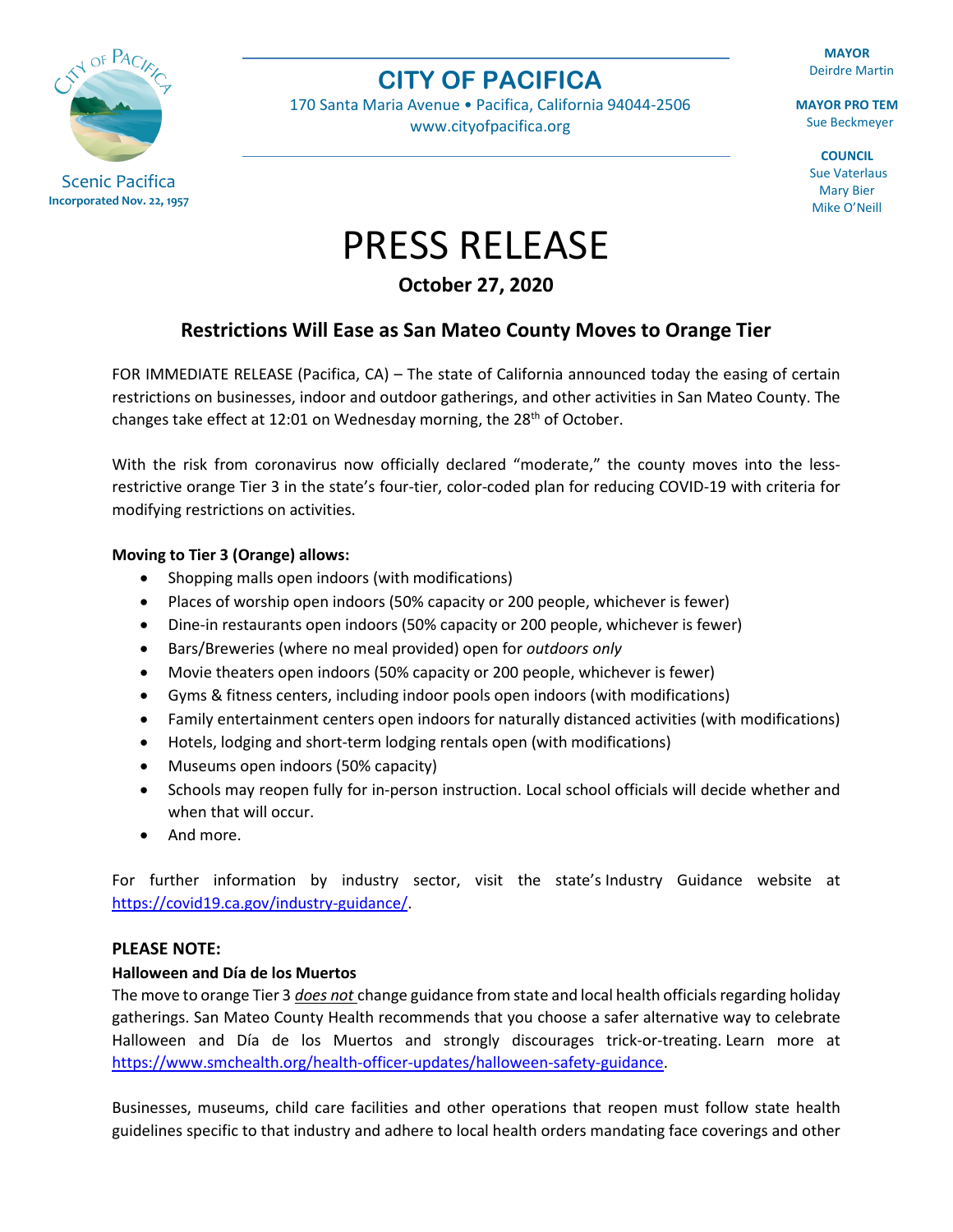Scenic Pacifica
**Incorporated Nov. 22, 1957**

# CITY OF PACIFICA

170 Santa Maria Avenue • Pacifica, California 94044-2506
www.cityofpacifica.org

**MAYOR**
Deirdre Martin

**MAYOR PRO TEM**
Sue Beckmeyer

**COUNCIL**
Sue Vaterlaus
Mary Bier
Mike O'Neill

# PRESS RELEASE

**October 27, 2020**

## Restrictions Will Ease as San Mateo County Moves to Orange Tier

FOR IMMEDIATE RELEASE (Pacifica, CA) – The state of California announced today the easing of certain restrictions on businesses, indoor and outdoor gatherings, and other activities in San Mateo County. The changes take effect at 12:01 on Wednesday morning, the 28th of October.

With the risk from coronavirus now officially declared "moderate," the county moves into the less-restrictive orange Tier 3 in the state's four-tier, color-coded plan for reducing COVID-19 with criteria for modifying restrictions on activities.

**Moving to Tier 3 (Orange) allows:**

- Shopping malls open indoors (with modifications)
- Places of worship open indoors (50% capacity or 200 people, whichever is fewer)
- Dine-in restaurants open indoors (50% capacity or 200 people, whichever is fewer)
- Bars/Breweries (where no meal provided) open for *outdoors only*
- Movie theaters open indoors (50% capacity or 200 people, whichever is fewer)
- Gyms & fitness centers, including indoor pools open indoors (with modifications)
- Family entertainment centers open indoors for naturally distanced activities (with modifications)
- Hotels, lodging and short-term lodging rentals open (with modifications)
- Museums open indoors (50% capacity)
- Schools may reopen fully for in-person instruction. Local school officials will decide whether and when that will occur.
- And more.

For further information by industry sector, visit the state's Industry Guidance website at https://covid19.ca.gov/industry-guidance/.

**PLEASE NOTE:**

**Halloween and Día de los Muertos**

The move to orange Tier 3 ***does not*** change guidance from state and local health officials regarding holiday gatherings. San Mateo County Health recommends that you choose a safer alternative way to celebrate Halloween and Día de los Muertos and strongly discourages trick-or-treating. Learn more at https://www.smchealth.org/health-officer-updates/halloween-safety-guidance.

Businesses, museums, child care facilities and other operations that reopen must follow state health guidelines specific to that industry and adhere to local health orders mandating face coverings and other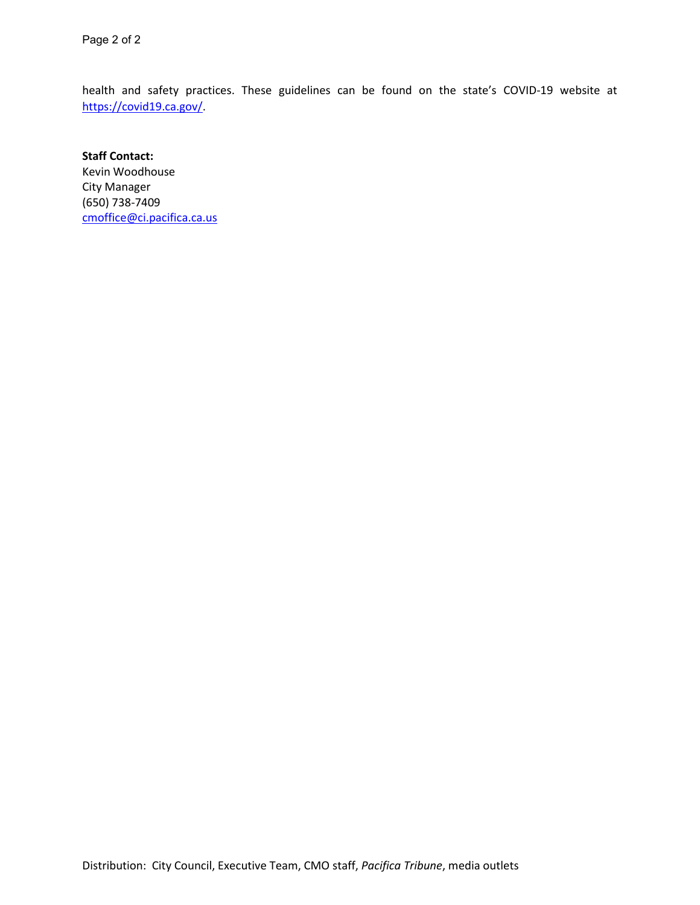health and safety practices. These guidelines can be found on the state's COVID-19 website at https://covid19.ca.gov/.

**Staff Contact:**
Kevin Woodhouse
City Manager
(650) 738-7409
cmoffice@ci.pacifica.ca.us

Distribution: City Council, Executive Team, CMO staff, *Pacifica Tribune*, media outlets